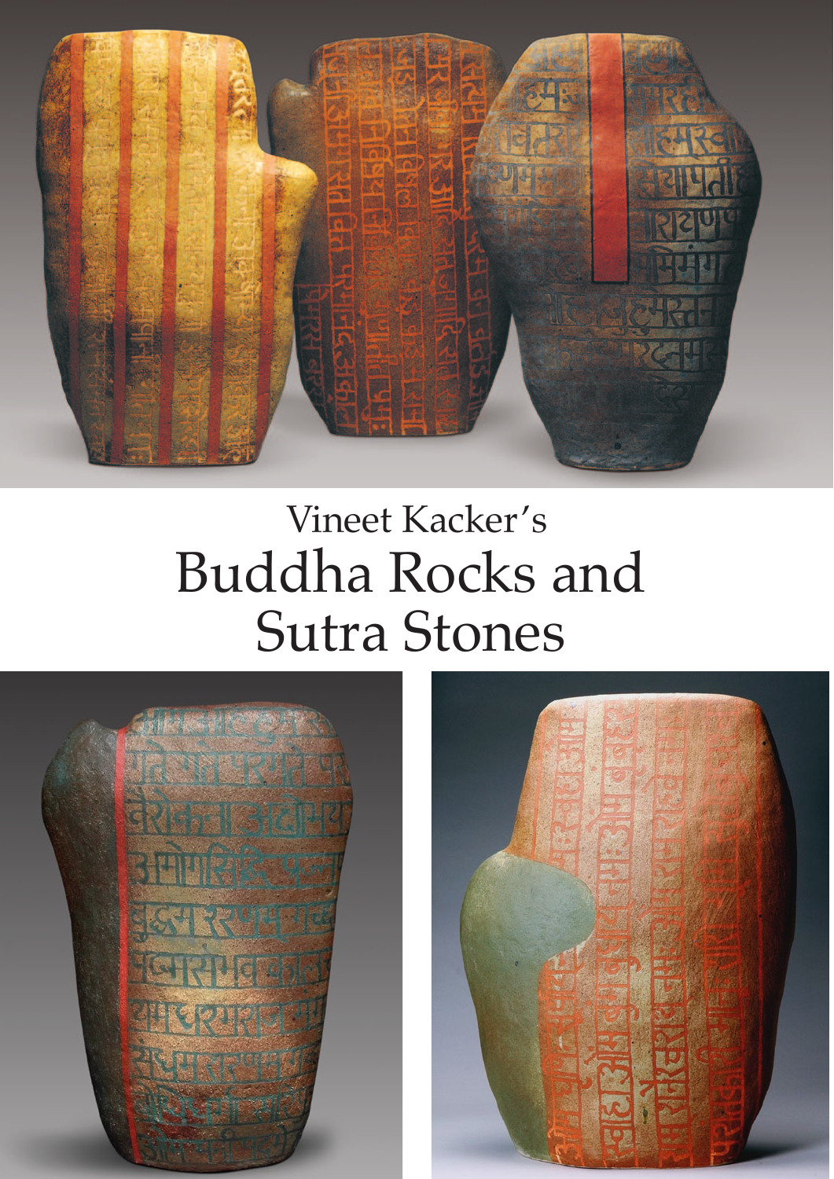Vineet Kacker's

# Buddha Rocks and Sutra Stones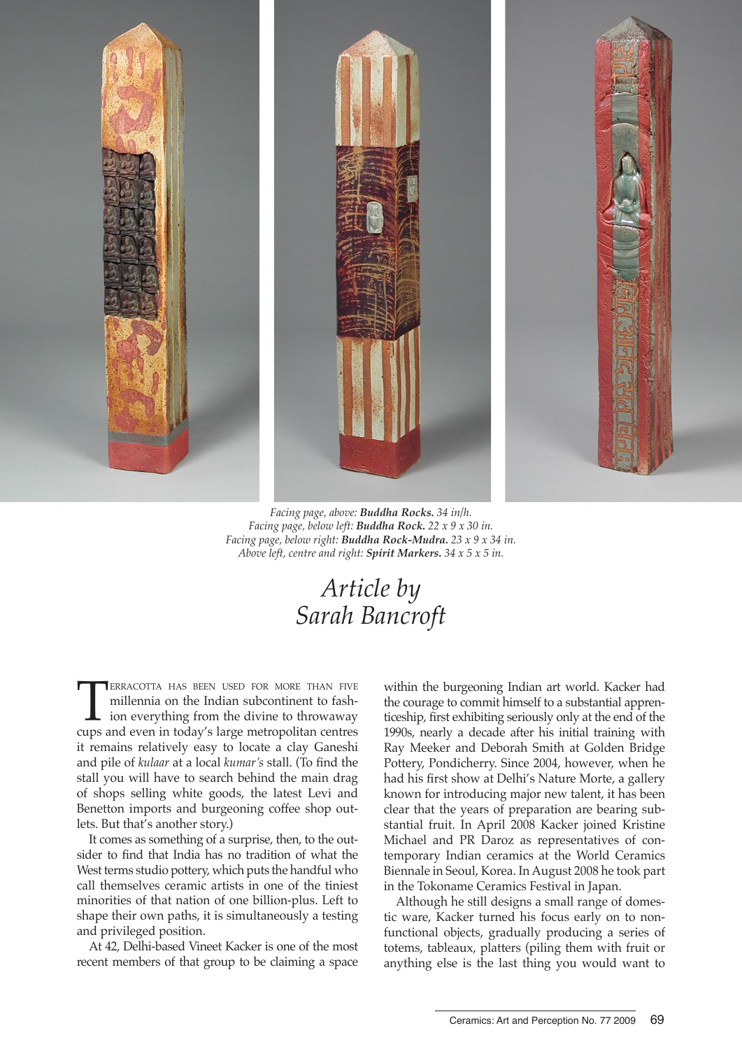*Facing page, above:* ***Buddha Rocks.*** *34 in/h.*
*Facing page, below left:* ***Buddha Rock.*** *22 x 9 x 30 in.*
*Facing page, below right:* ***Buddha Rock-Mudra.*** *23 x 9 x 34 in.*
*Above left, centre and right:* ***Spirit Markers.*** *34 x 5 x 5 in.*

*Article by*
*Sarah Bancroft*

Terracotta has been used for more than five millennia on the Indian subcontinent to fashion everything from the divine to throwaway cups and even in today's large metropolitan centres it remains relatively easy to locate a clay Ganeshi and pile of *kulaar* at a local *kumar's* stall. (To find the stall you will have to search behind the main drag of shops selling white goods, the latest Levi and Benetton imports and burgeoning coffee shop outlets. But that's another story.)

It comes as something of a surprise, then, to the outsider to find that India has no tradition of what the West terms studio pottery, which puts the handful who call themselves ceramic artists in one of the tiniest minorities of that nation of one billion-plus. Left to shape their own paths, it is simultaneously a testing and privileged position.

At 42, Delhi-based Vineet Kacker is one of the most recent members of that group to be claiming a space within the burgeoning Indian art world. Kacker had the courage to commit himself to a substantial apprenticeship, first exhibiting seriously only at the end of the 1990s, nearly a decade after his initial training with Ray Meeker and Deborah Smith at Golden Bridge Pottery, Pondicherry. Since 2004, however, when he had his first show at Delhi's Nature Morte, a gallery known for introducing major new talent, it has been clear that the years of preparation are bearing substantial fruit. In April 2008 Kacker joined Kristine Michael and PR Daroz as representatives of contemporary Indian ceramics at the World Ceramics Biennale in Seoul, Korea. In August 2008 he took part in the Tokoname Ceramics Festival in Japan.

Although he still designs a small range of domestic ware, Kacker turned his focus early on to non-functional objects, gradually producing a series of totems, tableaux, platters (piling them with fruit or anything else is the last thing you would want to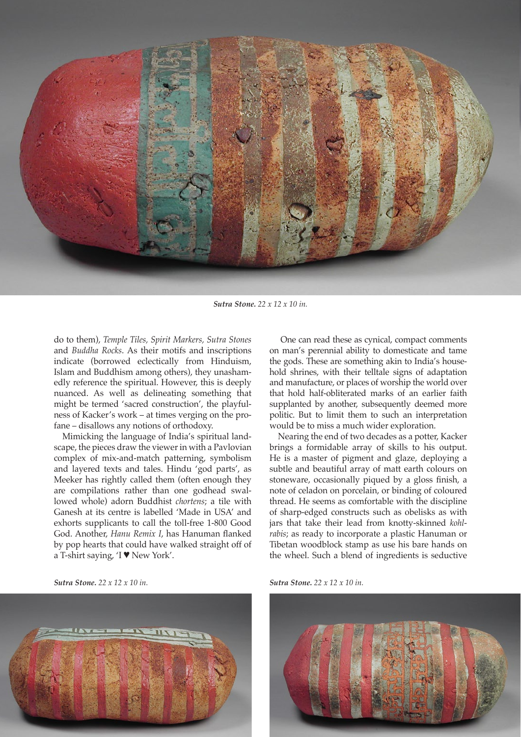*Sutra Stone. 22 x 12 x 10 in.*

do to them), *Temple Tiles, Spirit Markers, Sutra Stones* and *Buddha Rocks*. As their motifs and inscriptions indicate (borrowed eclectically from Hinduism, Islam and Buddhism among others), they unashamedly reference the spiritual. However, this is deeply nuanced. As well as delineating something that might be termed 'sacred construction', the playfulness of Kacker's work – at times verging on the profane – disallows any notions of orthodoxy.

Mimicking the language of India's spiritual landscape, the pieces draw the viewer in with a Pavlovian complex of mix-and-match patterning, symbolism and layered texts and tales. Hindu 'god parts', as Meeker has rightly called them (often enough they are compilations rather than one godhead swallowed whole) adorn Buddhist *chortens*; a tile with Ganesh at its centre is labelled 'Made in USA' and exhorts supplicants to call the toll-free 1-800 Good God. Another, *Hanu Remix I*, has Hanuman flanked by pop hearts that could have walked straight off of a T-shirt saying, 'I ♥ New York'.

One can read these as cynical, compact comments on man's perennial ability to domesticate and tame the gods. These are something akin to India's household shrines, with their telltale signs of adaptation and manufacture, or places of worship the world over that hold half-obliterated marks of an earlier faith supplanted by another, subsequently deemed more politic. But to limit them to such an interpretation would be to miss a much wider exploration.

Nearing the end of two decades as a potter, Kacker brings a formidable array of skills to his output. He is a master of pigment and glaze, deploying a subtle and beautiful array of matt earth colours on stoneware, occasionally piqued by a gloss finish, a note of celadon on porcelain, or binding of coloured thread. He seems as comfortable with the discipline of sharp-edged constructs such as obelisks as with jars that take their lead from knotty-skinned *kohlrabis*; as ready to incorporate a plastic Hanuman or Tibetan woodblock stamp as use his bare hands on the wheel. Such a blend of ingredients is seductive

*Sutra Stone. 22 x 12 x 10 in.*

*Sutra Stone. 22 x 12 x 10 in.*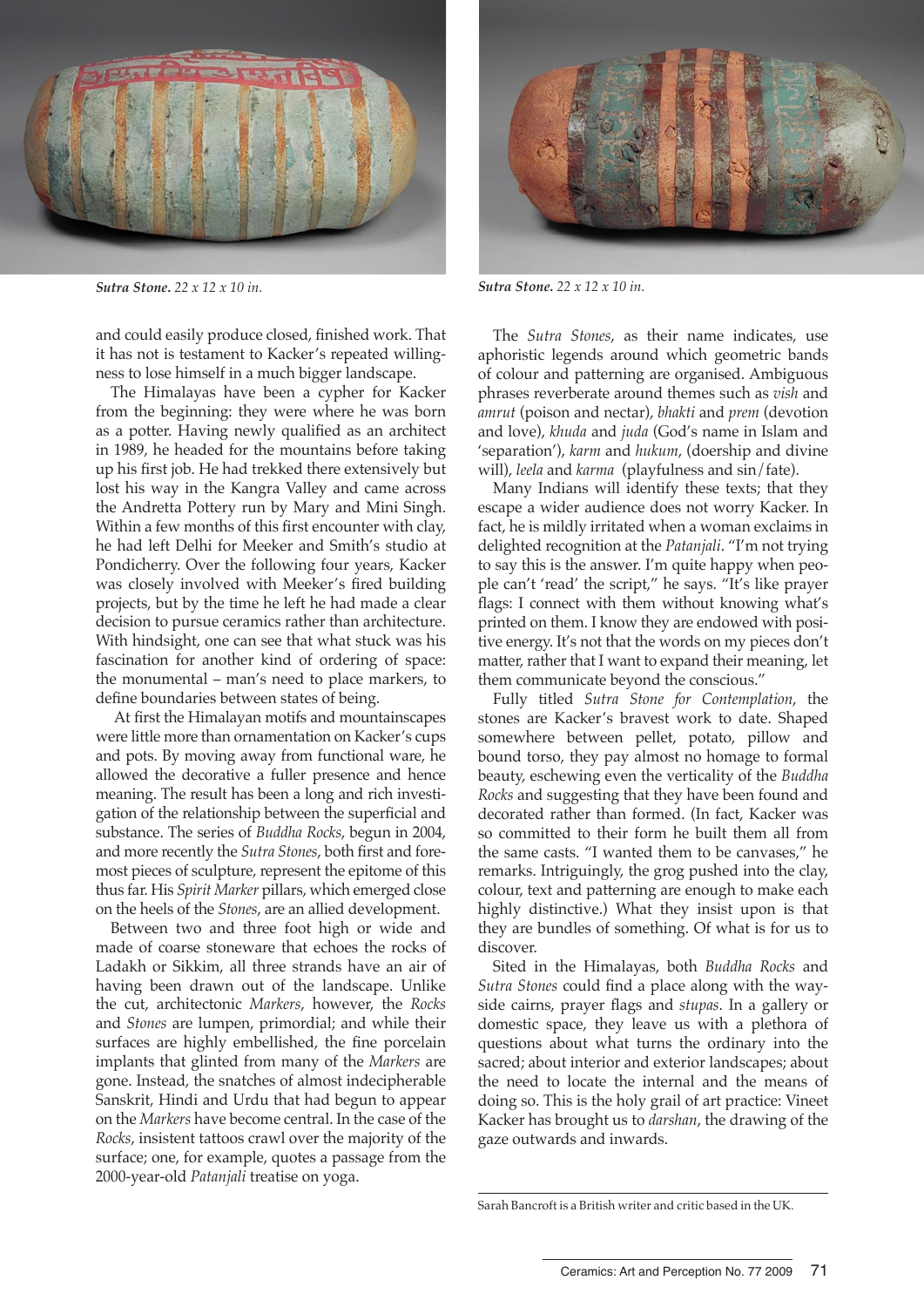*Sutra Stone.* 22 x 12 x 10 in.

*Sutra Stone.* 22 x 12 x 10 in.

and could easily produce closed, finished work. That it has not is testament to Kacker's repeated willingness to lose himself in a much bigger landscape.

The Himalayas have been a cypher for Kacker from the beginning: they were where he was born as a potter. Having newly qualified as an architect in 1989, he headed for the mountains before taking up his first job. He had trekked there extensively but lost his way in the Kangra Valley and came across the Andretta Pottery run by Mary and Mini Singh. Within a few months of this first encounter with clay, he had left Delhi for Meeker and Smith's studio at Pondicherry. Over the following four years, Kacker was closely involved with Meeker's fired building projects, but by the time he left he had made a clear decision to pursue ceramics rather than architecture. With hindsight, one can see that what stuck was his fascination for another kind of ordering of space: the monumental – man's need to place markers, to define boundaries between states of being.

At first the Himalayan motifs and mountainscapes were little more than ornamentation on Kacker's cups and pots. By moving away from functional ware, he allowed the decorative a fuller presence and hence meaning. The result has been a long and rich investigation of the relationship between the superficial and substance. The series of *Buddha Rocks*, begun in 2004, and more recently the *Sutra Stones*, both first and foremost pieces of sculpture, represent the epitome of this thus far. His *Spirit Marker* pillars, which emerged close on the heels of the *Stones*, are an allied development.

Between two and three foot high or wide and made of coarse stoneware that echoes the rocks of Ladakh or Sikkim, all three strands have an air of having been drawn out of the landscape. Unlike the cut, architectonic *Markers*, however, the *Rocks* and *Stones* are lumpen, primordial; and while their surfaces are highly embellished, the fine porcelain implants that glinted from many of the *Markers* are gone. Instead, the snatches of almost indecipherable Sanskrit, Hindi and Urdu that had begun to appear on the *Markers* have become central. In the case of the *Rocks*, insistent tattoos crawl over the majority of the surface; one, for example, quotes a passage from the 2000-year-old *Patanjali* treatise on yoga.

The *Sutra Stones*, as their name indicates, use aphoristic legends around which geometric bands of colour and patterning are organised. Ambiguous phrases reverberate around themes such as *vish* and *amrut* (poison and nectar), *bhakti* and *prem* (devotion and love), *khuda* and *juda* (God's name in Islam and 'separation'), *karm* and *hukum*, (doership and divine will), *leela* and *karma* (playfulness and sin/fate).

Many Indians will identify these texts; that they escape a wider audience does not worry Kacker. In fact, he is mildly irritated when a woman exclaims in delighted recognition at the *Patanjali*. "I'm not trying to say this is the answer. I'm quite happy when people can't 'read' the script," he says. "It's like prayer flags: I connect with them without knowing what's printed on them. I know they are endowed with positive energy. It's not that the words on my pieces don't matter, rather that I want to expand their meaning, let them communicate beyond the conscious."

Fully titled *Sutra Stone for Contemplation*, the stones are Kacker's bravest work to date. Shaped somewhere between pellet, potato, pillow and bound torso, they pay almost no homage to formal beauty, eschewing even the verticality of the *Buddha Rocks* and suggesting that they have been found and decorated rather than formed. (In fact, Kacker was so committed to their form he built them all from the same casts. "I wanted them to be canvases," he remarks. Intriguingly, the grog pushed into the clay, colour, text and patterning are enough to make each highly distinctive.) What they insist upon is that they are bundles of something. Of what is for us to discover.

Sited in the Himalayas, both *Buddha Rocks* and *Sutra Stones* could find a place along with the wayside cairns, prayer flags and *stupas*. In a gallery or domestic space, they leave us with a plethora of questions about what turns the ordinary into the sacred; about interior and exterior landscapes; about the need to locate the internal and the means of doing so. This is the holy grail of art practice: Vineet Kacker has brought us to *darshan*, the drawing of the gaze outwards and inwards.

---

Sarah Bancroft is a British writer and critic based in the UK.